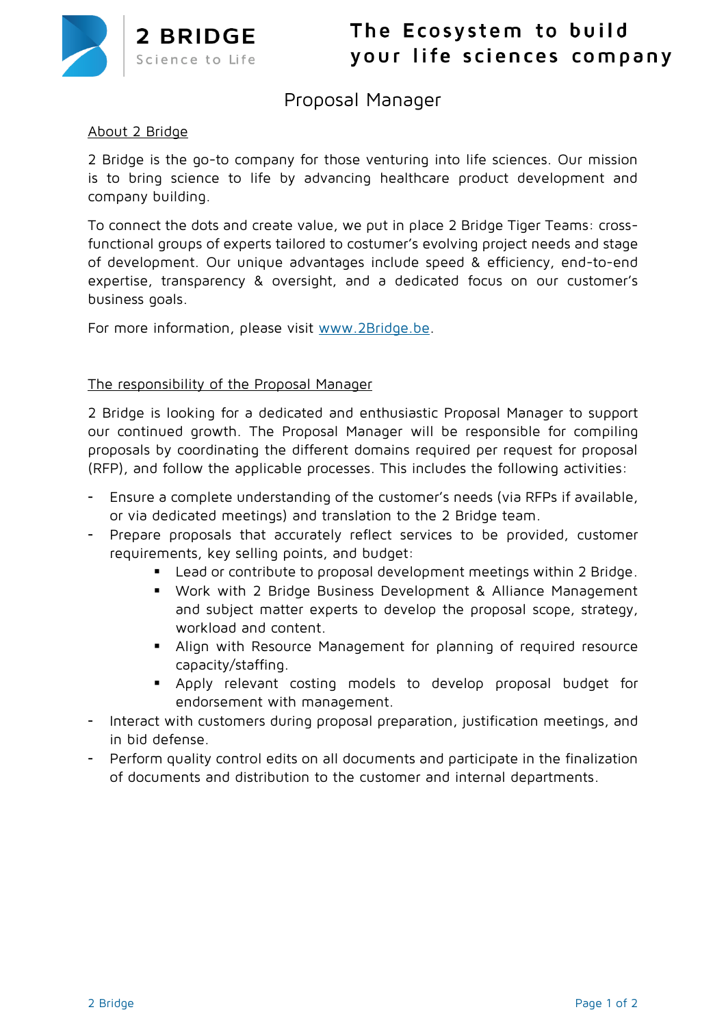**2 BRIDGE**
Science to Life

**The Ecosystem to build your life sciences company**

# Proposal Manager

## About 2 Bridge

2 Bridge is the go-to company for those venturing into life sciences. Our mission is to bring science to life by advancing healthcare product development and company building.

To connect the dots and create value, we put in place 2 Bridge Tiger Teams: cross-functional groups of experts tailored to costumer's evolving project needs and stage of development. Our unique advantages include speed & efficiency, end-to-end expertise, transparency & oversight, and a dedicated focus on our customer's business goals.

For more information, please visit [www.2Bridge.be](www.2Bridge.be).

## The responsibility of the Proposal Manager

2 Bridge is looking for a dedicated and enthusiastic Proposal Manager to support our continued growth. The Proposal Manager will be responsible for compiling proposals by coordinating the different domains required per request for proposal (RFP), and follow the applicable processes. This includes the following activities:

- Ensure a complete understanding of the customer's needs (via RFPs if available, or via dedicated meetings) and translation to the 2 Bridge team.
- Prepare proposals that accurately reflect services to be provided, customer requirements, key selling points, and budget:
  - Lead or contribute to proposal development meetings within 2 Bridge.
  - Work with 2 Bridge Business Development & Alliance Management and subject matter experts to develop the proposal scope, strategy, workload and content.
  - Align with Resource Management for planning of required resource capacity/staffing.
  - Apply relevant costing models to develop proposal budget for endorsement with management.
- Interact with customers during proposal preparation, justification meetings, and in bid defense.
- Perform quality control edits on all documents and participate in the finalization of documents and distribution to the customer and internal departments.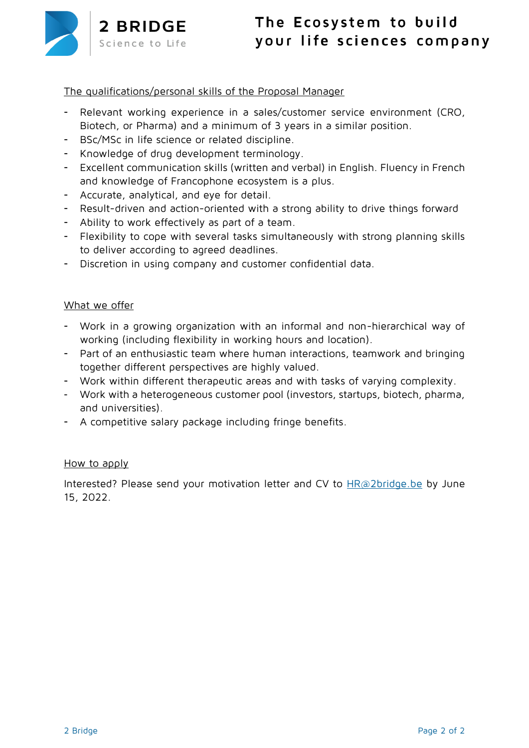The qualifications/personal skills of the Proposal Manager

- Relevant working experience in a sales/customer service environment (CRO, Biotech, or Pharma) and a minimum of 3 years in a similar position.
- BSc/MSc in life science or related discipline.
- Knowledge of drug development terminology.
- Excellent communication skills (written and verbal) in English. Fluency in French and knowledge of Francophone ecosystem is a plus.
- Accurate, analytical, and eye for detail.
- Result-driven and action-oriented with a strong ability to drive things forward
- Ability to work effectively as part of a team.
- Flexibility to cope with several tasks simultaneously with strong planning skills to deliver according to agreed deadlines.
- Discretion in using company and customer confidential data.

What we offer

- Work in a growing organization with an informal and non-hierarchical way of working (including flexibility in working hours and location).
- Part of an enthusiastic team where human interactions, teamwork and bringing together different perspectives are highly valued.
- Work within different therapeutic areas and with tasks of varying complexity.
- Work with a heterogeneous customer pool (investors, startups, biotech, pharma, and universities).
- A competitive salary package including fringe benefits.

How to apply

Interested? Please send your motivation letter and CV to HR@2bridge.be by June 15, 2022.